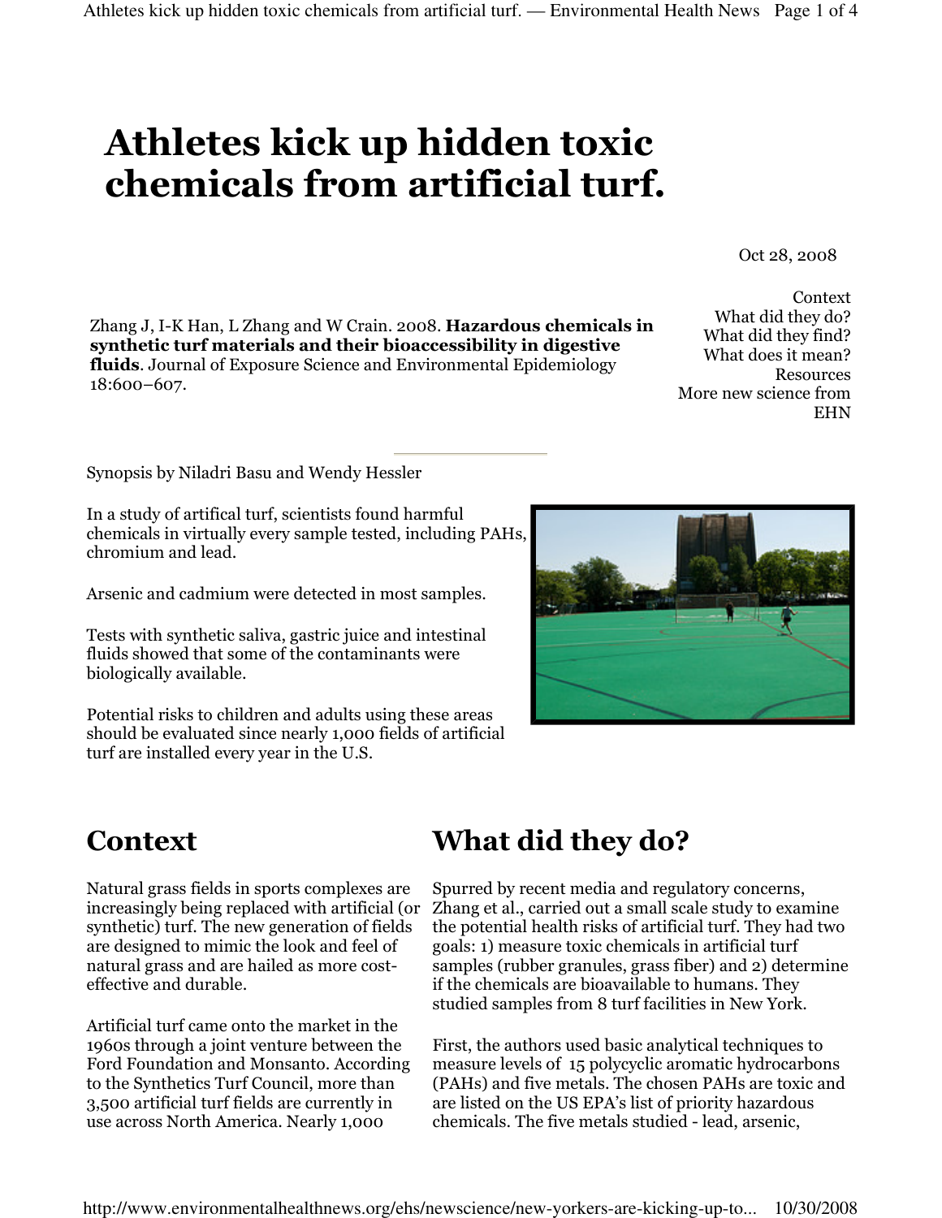# Athletes kick up hidden toxic chemicals from artificial turf.

Oct 28, 2008

Zhang J, I-K Han, L Zhang and W Crain. 2008. **Hazardous chemicals in synthetic turf materials and their bioaccessibility in digestive fluids**. Journal of Exposure Science and Environmental Epidemiology 18:600–607.

Context
What did they do?
What did they find?
What does it mean?
Resources
More new science from EHN

Synopsis by Niladri Basu and Wendy Hessler

In a study of artifical turf, scientists found harmful chemicals in virtually every sample tested, including PAHs, chromium and lead.

Arsenic and cadmium were detected in most samples.

Tests with synthetic saliva, gastric juice and intestinal fluids showed that some of the contaminants were biologically available.

Potential risks to children and adults using these areas should be evaluated since nearly 1,000 fields of artificial turf are installed every year in the U.S.

## Context

Natural grass fields in sports complexes are increasingly being replaced with artificial (or synthetic) turf. The new generation of fields are designed to mimic the look and feel of natural grass and are hailed as more cost-effective and durable.

Artificial turf came onto the market in the 1960s through a joint venture between the Ford Foundation and Monsanto. According to the Synthetics Turf Council, more than 3,500 artificial turf fields are currently in use across North America. Nearly 1,000

## What did they do?

Spurred by recent media and regulatory concerns, Zhang et al., carried out a small scale study to examine the potential health risks of artificial turf. They had two goals: 1) measure toxic chemicals in artificial turf samples (rubber granules, grass fiber) and 2) determine if the chemicals are bioavailable to humans. They studied samples from 8 turf facilities in New York.

First, the authors used basic analytical techniques to measure levels of 15 polycyclic aromatic hydrocarbons (PAHs) and five metals. The chosen PAHs are toxic and are listed on the US EPA's list of priority hazardous chemicals. The five metals studied - lead, arsenic,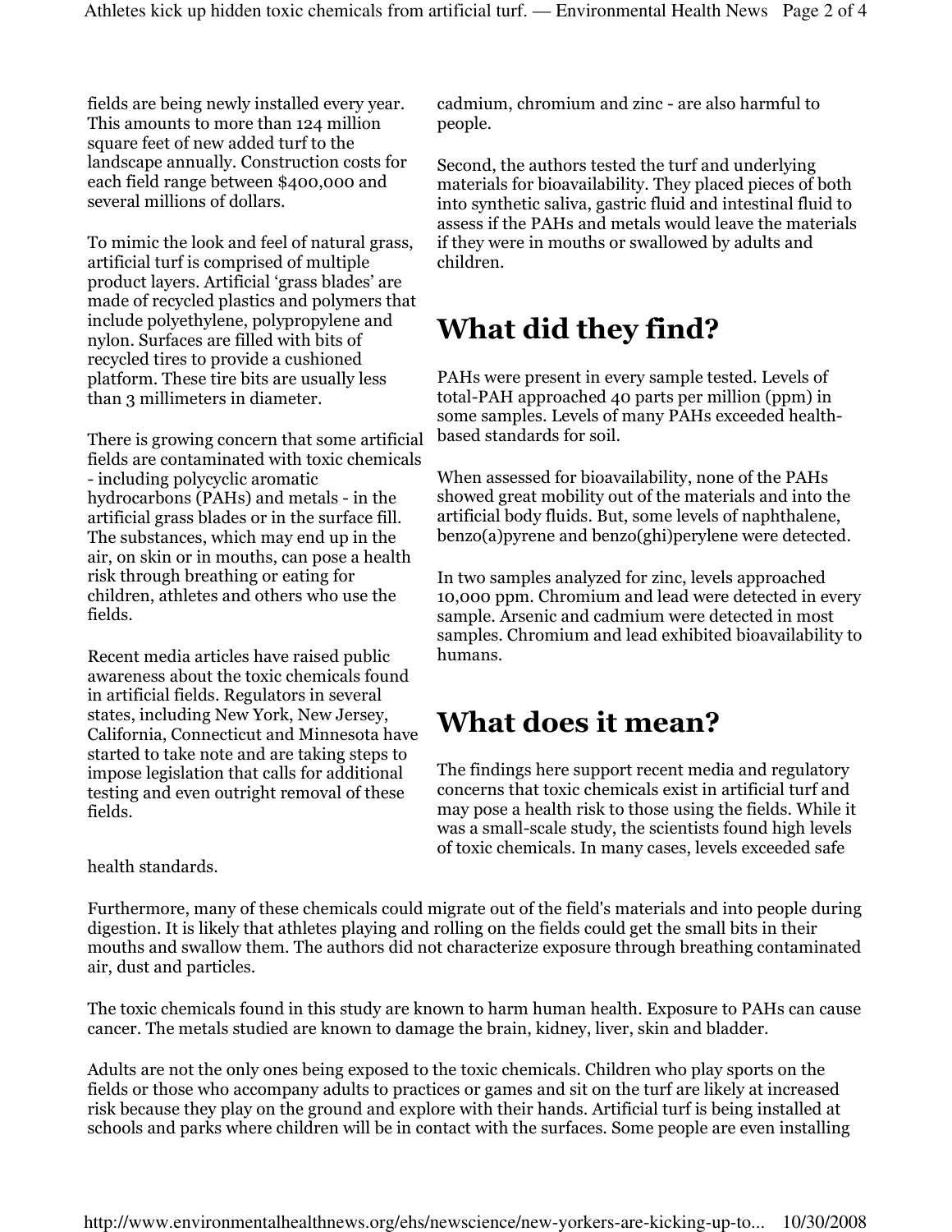fields are being newly installed every year. This amounts to more than 124 million square feet of new added turf to the landscape annually. Construction costs for each field range between $400,000 and several millions of dollars.

To mimic the look and feel of natural grass, artificial turf is comprised of multiple product layers. Artificial 'grass blades' are made of recycled plastics and polymers that include polyethylene, polypropylene and nylon. Surfaces are filled with bits of recycled tires to provide a cushioned platform. These tire bits are usually less than 3 millimeters in diameter.

There is growing concern that some artificial fields are contaminated with toxic chemicals - including polycyclic aromatic hydrocarbons (PAHs) and metals - in the artificial grass blades or in the surface fill. The substances, which may end up in the air, on skin or in mouths, can pose a health risk through breathing or eating for children, athletes and others who use the fields.

Recent media articles have raised public awareness about the toxic chemicals found in artificial fields. Regulators in several states, including New York, New Jersey, California, Connecticut and Minnesota have started to take note and are taking steps to impose legislation that calls for additional testing and even outright removal of these fields.

cadmium, chromium and zinc - are also harmful to people.

Second, the authors tested the turf and underlying materials for bioavailability. They placed pieces of both into synthetic saliva, gastric fluid and intestinal fluid to assess if the PAHs and metals would leave the materials if they were in mouths or swallowed by adults and children.

# What did they find?

PAHs were present in every sample tested. Levels of total-PAH approached 40 parts per million (ppm) in some samples. Levels of many PAHs exceeded health-based standards for soil.

When assessed for bioavailability, none of the PAHs showed great mobility out of the materials and into the artificial body fluids. But, some levels of naphthalene, benzo(a)pyrene and benzo(ghi)perylene were detected.

In two samples analyzed for zinc, levels approached 10,000 ppm. Chromium and lead were detected in every sample. Arsenic and cadmium were detected in most samples. Chromium and lead exhibited bioavailability to humans.

# What does it mean?

The findings here support recent media and regulatory concerns that toxic chemicals exist in artificial turf and may pose a health risk to those using the fields. While it was a small-scale study, the scientists found high levels of toxic chemicals. In many cases, levels exceeded safe health standards.

Furthermore, many of these chemicals could migrate out of the field's materials and into people during digestion. It is likely that athletes playing and rolling on the fields could get the small bits in their mouths and swallow them. The authors did not characterize exposure through breathing contaminated air, dust and particles.

The toxic chemicals found in this study are known to harm human health. Exposure to PAHs can cause cancer. The metals studied are known to damage the brain, kidney, liver, skin and bladder.

Adults are not the only ones being exposed to the toxic chemicals. Children who play sports on the fields or those who accompany adults to practices or games and sit on the turf are likely at increased risk because they play on the ground and explore with their hands. Artificial turf is being installed at schools and parks where children will be in contact with the surfaces. Some people are even installing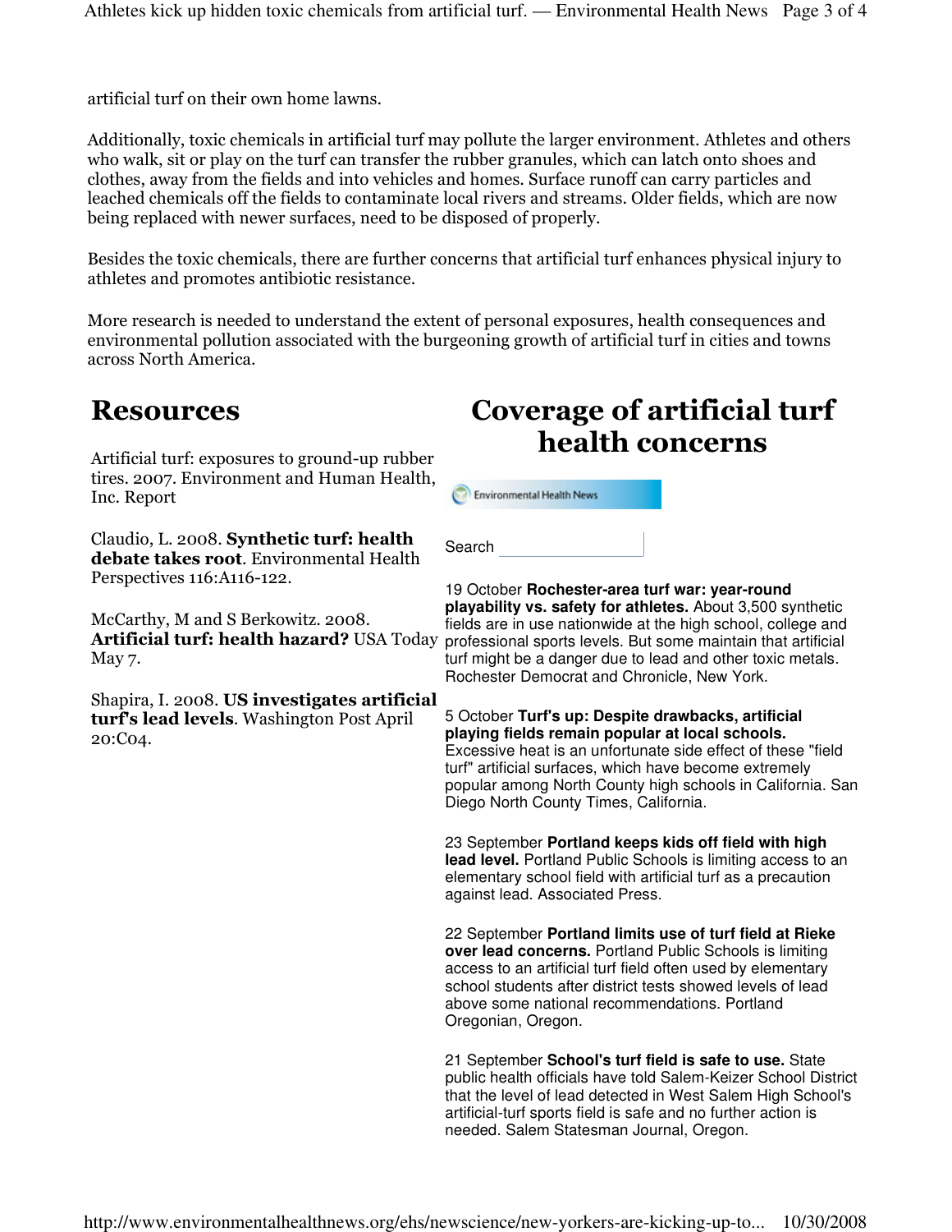artificial turf on their own home lawns.

Additionally, toxic chemicals in artificial turf may pollute the larger environment. Athletes and others who walk, sit or play on the turf can transfer the rubber granules, which can latch onto shoes and clothes, away from the fields and into vehicles and homes. Surface runoff can carry particles and leached chemicals off the fields to contaminate local rivers and streams. Older fields, which are now being replaced with newer surfaces, need to be disposed of properly.

Besides the toxic chemicals, there are further concerns that artificial turf enhances physical injury to athletes and promotes antibiotic resistance.

More research is needed to understand the extent of personal exposures, health consequences and environmental pollution associated with the burgeoning growth of artificial turf in cities and towns across North America.

## Resources

Artificial turf: exposures to ground-up rubber tires. 2007. Environment and Human Health, Inc. Report

Claudio, L. 2008. **Synthetic turf: health debate takes root**. Environmental Health Perspectives 116:A116-122.

McCarthy, M and S Berkowitz. 2008. **Artificial turf: health hazard?** USA Today May 7.

Shapira, I. 2008. **US investigates artificial turf's lead levels**. Washington Post April 20:C04.

## Coverage of artificial turf health concerns

Environmental Health News

Search

19 October **Rochester-area turf war: year-round playability vs. safety for athletes.** About 3,500 synthetic fields are in use nationwide at the high school, college and professional sports levels. But some maintain that artificial turf might be a danger due to lead and other toxic metals. Rochester Democrat and Chronicle, New York.

5 October **Turf's up: Despite drawbacks, artificial playing fields remain popular at local schools.** Excessive heat is an unfortunate side effect of these "field turf" artificial surfaces, which have become extremely popular among North County high schools in California. San Diego North County Times, California.

23 September **Portland keeps kids off field with high lead level.** Portland Public Schools is limiting access to an elementary school field with artificial turf as a precaution against lead. Associated Press.

22 September **Portland limits use of turf field at Rieke over lead concerns.** Portland Public Schools is limiting access to an artificial turf field often used by elementary school students after district tests showed levels of lead above some national recommendations. Portland Oregonian, Oregon.

21 September **School's turf field is safe to use.** State public health officials have told Salem-Keizer School District that the level of lead detected in West Salem High School's artificial-turf sports field is safe and no further action is needed. Salem Statesman Journal, Oregon.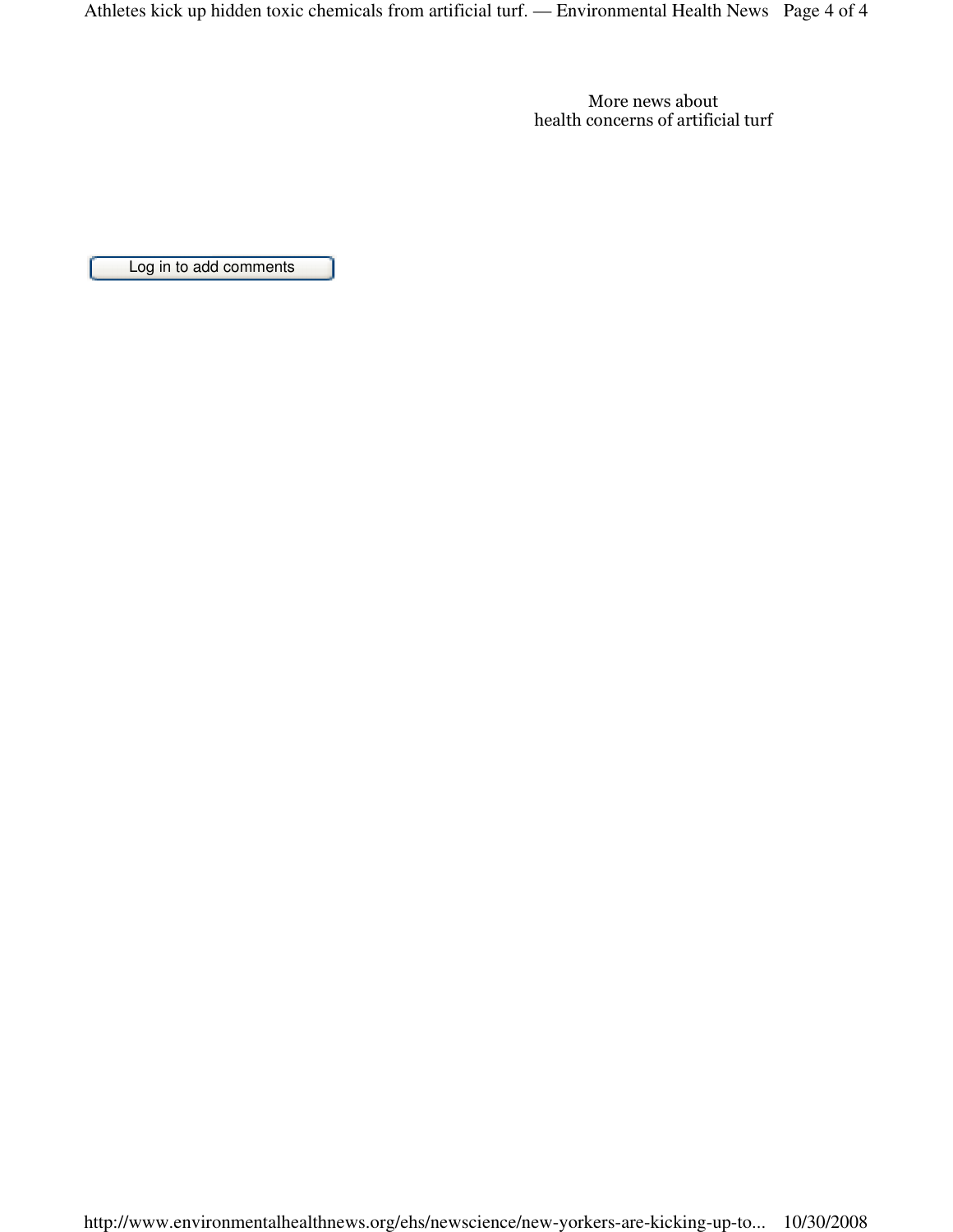More news about
health concerns of artificial turf

Log in to add comments